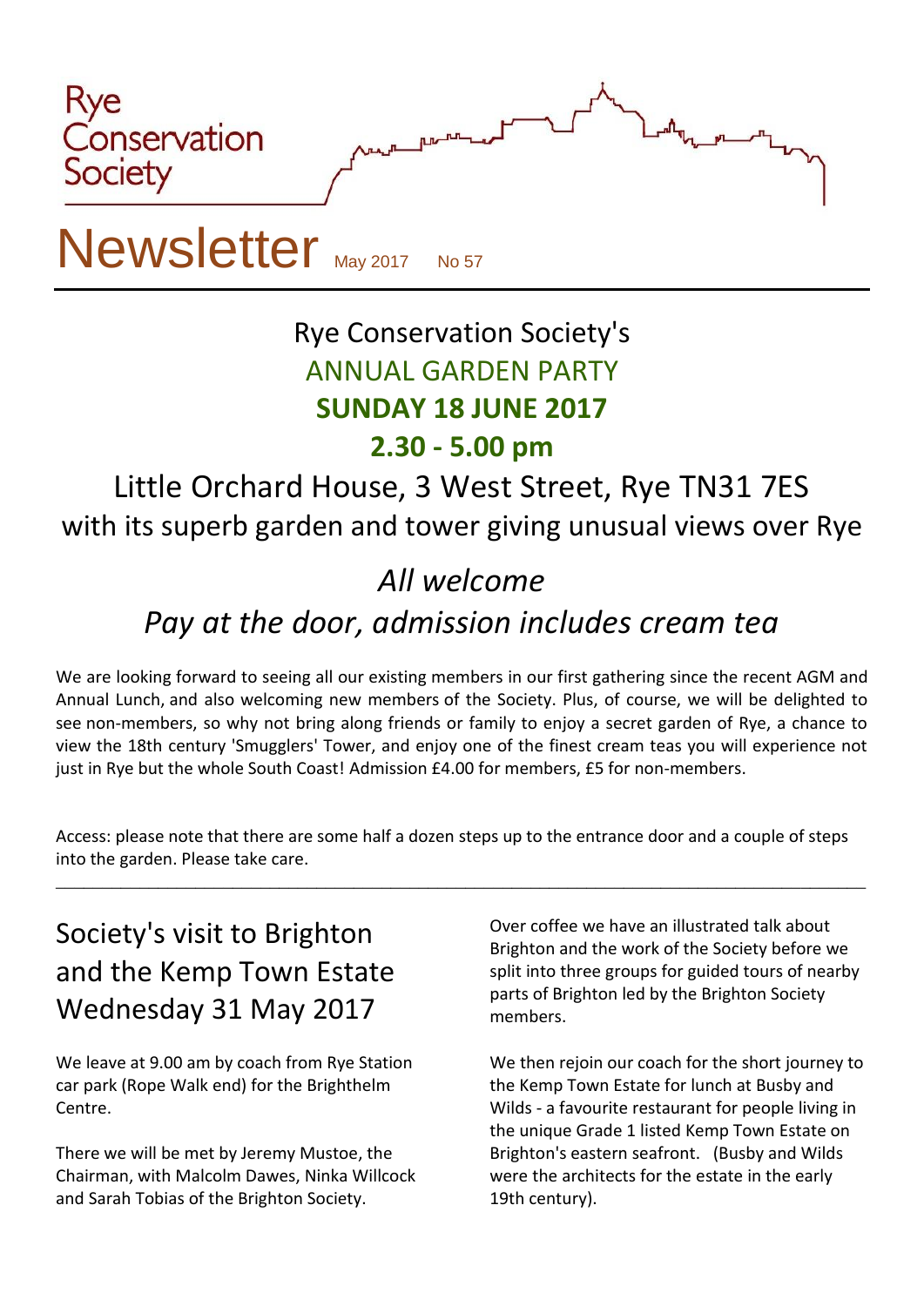Rye Conservation Society

# Newsletter

May 2017 No 57

## Rye Conservation Society's

## ANNUAL GARDEN PARTY

## **SUNDAY 18 JUNE 2017**

## **2.30 - 5.00 pm**

### Little Orchard House, 3 West Street, Rye TN31 7ES

### with its superb garden and tower giving unusual views over Rye

### *All welcome*

### *Pay at the door, admission includes cream tea*

We are looking forward to seeing all our existing members in our first gathering since the recent AGM and Annual Lunch, and also welcoming new members of the Society. Plus, of course, we will be delighted to see non-members, so why not bring along friends or family to enjoy a secret garden of Rye, a chance to view the 18th century 'Smugglers' Tower, and enjoy one of the finest cream teas you will experience not just in Rye but the whole South Coast! Admission £4.00 for members, £5 for non-members.

Access: please note that there are some half a dozen steps up to the entrance door and a couple of steps into the garden. Please take care.

---

## Society's visit to Brighton and the Kemp Town Estate Wednesday 31 May 2017

We leave at 9.00 am by coach from Rye Station car park (Rope Walk end) for the Brighthelm Centre.

There we will be met by Jeremy Mustoe, the Chairman, with Malcolm Dawes, Ninka Willcock and Sarah Tobias of the Brighton Society.

Over coffee we have an illustrated talk about Brighton and the work of the Society before we split into three groups for guided tours of nearby parts of Brighton led by the Brighton Society members.

We then rejoin our coach for the short journey to the Kemp Town Estate for lunch at Busby and Wilds - a favourite restaurant for people living in the unique Grade 1 listed Kemp Town Estate on Brighton's eastern seafront. (Busby and Wilds were the architects for the estate in the early 19th century).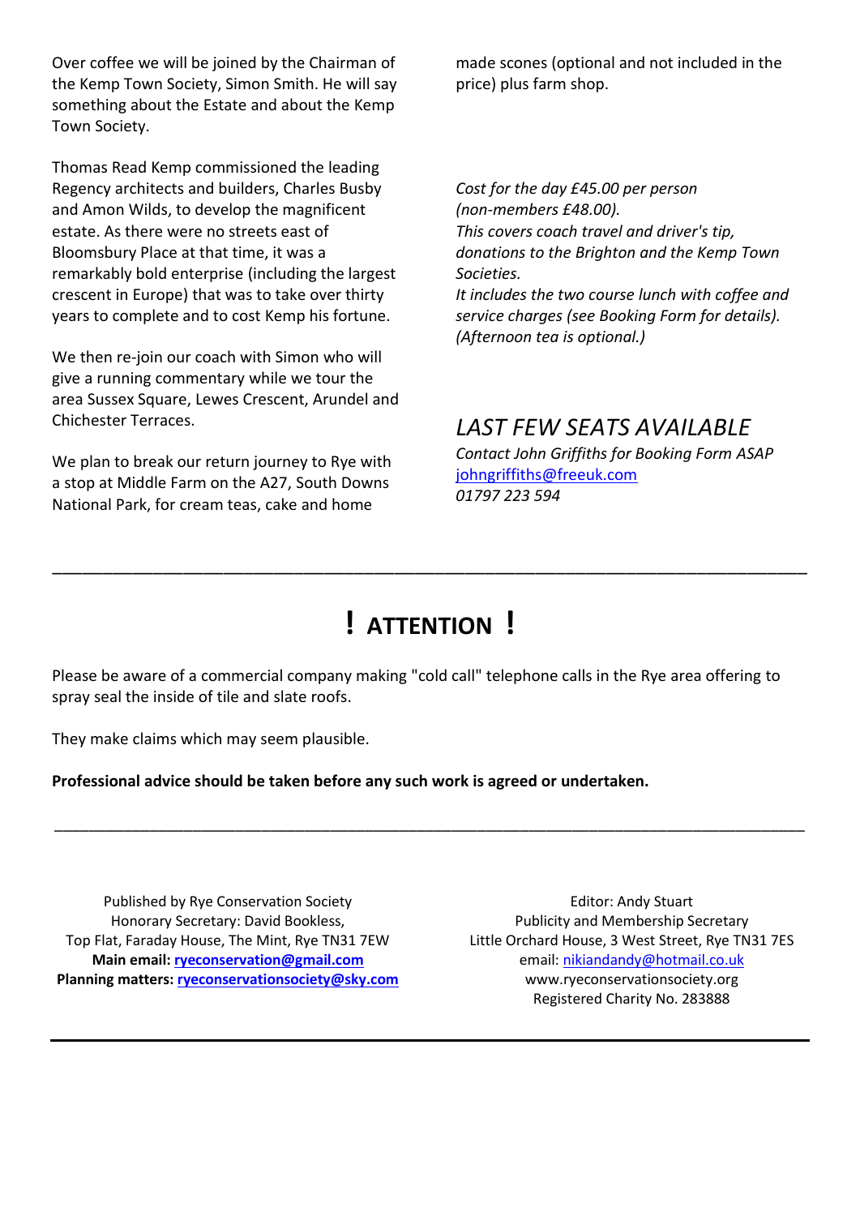Over coffee we will be joined by the Chairman of the Kemp Town Society, Simon Smith. He will say something about the Estate and about the Kemp Town Society.

Thomas Read Kemp commissioned the leading Regency architects and builders, Charles Busby and Amon Wilds, to develop the magnificent estate. As there were no streets east of Bloomsbury Place at that time, it was a remarkably bold enterprise (including the largest crescent in Europe) that was to take over thirty years to complete and to cost Kemp his fortune.

We then re-join our coach with Simon who will give a running commentary while we tour the area Sussex Square, Lewes Crescent, Arundel and Chichester Terraces.

We plan to break our return journey to Rye with a stop at Middle Farm on the A27, South Downs National Park, for cream teas, cake and home made scones (optional and not included in the price) plus farm shop.

*Cost for the day £45.00 per person (non-members £48.00).*
*This covers coach travel and driver's tip, donations to the Brighton and the Kemp Town Societies.*
*It includes the two course lunch with coffee and service charges (see Booking Form for details). (Afternoon tea is optional.)*

## *LAST FEW SEATS AVAILABLE*

*Contact John Griffiths for Booking Form ASAP*
*johngriffiths@freeuk.com*
*01797 223 594*

---

# ! ATTENTION !

Please be aware of a commercial company making "cold call" telephone calls in the Rye area offering to spray seal the inside of tile and slate roofs.

They make claims which may seem plausible.

**Professional advice should be taken before any such work is agreed or undertaken.**

---

Published by Rye Conservation Society
Honorary Secretary: David Bookless,
Top Flat, Faraday House, The Mint, Rye TN31 7EW
**Main email: ryeconservation@gmail.com**
**Planning matters: ryeconservationsociety@sky.com**

Editor: Andy Stuart
Publicity and Membership Secretary
Little Orchard House, 3 West Street, Rye TN31 7ES
email: nikiandandy@hotmail.co.uk
www.ryeconservationsociety.org
Registered Charity No. 283888